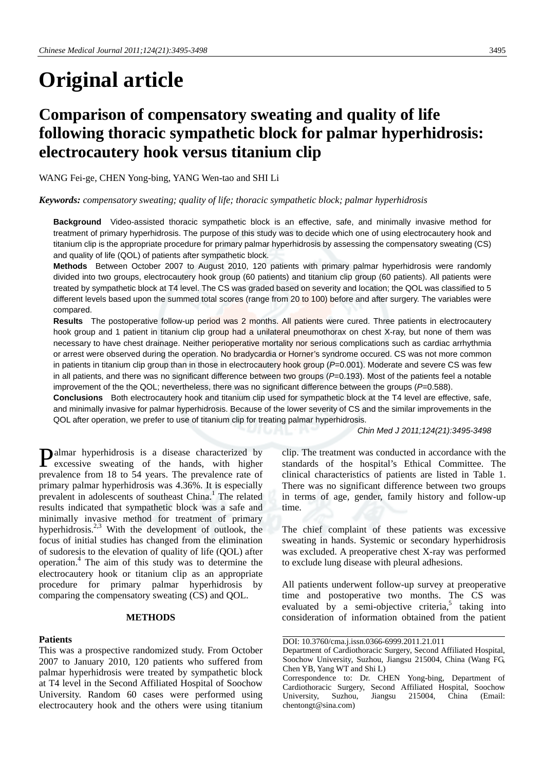# Original article

## Comparison of compensatory sweating and quality of life following thoracic sympathetic block for palmar hyperhidrosis: electrocautery hook versus titanium clip

WANG Fei-ge, CHEN Yong-bing, YANG Wen-tao and SHI Li

***Keywords:*** *compensatory sweating; quality of life; thoracic sympathetic block; palmar hyperhidrosis*

**Background** Video-assisted thoracic sympathetic block is an effective, safe, and minimally invasive method for treatment of primary hyperhidrosis. The purpose of this study was to decide which one of using electrocautery hook and titanium clip is the appropriate procedure for primary palmar hyperhidrosis by assessing the compensatory sweating (CS) and quality of life (QOL) of patients after sympathetic block.

**Methods** Between October 2007 to August 2010, 120 patients with primary palmar hyperhidrosis were randomly divided into two groups, electrocautery hook group (60 patients) and titanium clip group (60 patients). All patients were treated by sympathetic block at T4 level. The CS was graded based on severity and location; the QOL was classified to 5 different levels based upon the summed total scores (range from 20 to 100) before and after surgery. The variables were compared.

**Results** The postoperative follow-up period was 2 months. All patients were cured. Three patients in electrocautery hook group and 1 patient in titanium clip group had a unilateral pneumothorax on chest X-ray, but none of them was necessary to have chest drainage. Neither perioperative mortality nor serious complications such as cardiac arrhythmia or arrest were observed during the operation. No bradycardia or Horner's syndrome occured. CS was not more common in patients in titanium clip group than in those in electrocautery hook group ($P$=0.001). Moderate and severe CS was few in all patients, and there was no significant difference between two groups ($P$=0.193). Most of the patients feel a notable improvement of the the QOL; nevertheless, there was no significant difference between the groups ($P$=0.588).

**Conclusions** Both electrocautery hook and titanium clip used for sympathetic block at the T4 level are effective, safe, and minimally invasive for palmar hyperhidrosis. Because of the lower severity of CS and the similar improvements in the QOL after operation, we prefer to use of titanium clip for treating palmar hyperhidrosis.

*Chin Med J 2011;124(21):3495-3498*

Palmar hyperhidrosis is a disease characterized by excessive sweating of the hands, with higher prevalence from 18 to 54 years. The prevalence rate of primary palmar hyperhidrosis was 4.36%. It is especially prevalent in adolescents of southeast China.[1] The related results indicated that sympathetic block was a safe and minimally invasive method for treatment of primary hyperhidrosis.[2,3] With the development of outlook, the focus of initial studies has changed from the elimination of sudoresis to the elevation of quality of life (QOL) after operation.[4] The aim of this study was to determine the electrocautery hook or titanium clip as an appropriate procedure for primary palmar hyperhidrosis by comparing the compensatory sweating (CS) and QOL.

## METHODS

### Patients

This was a prospective randomized study. From October 2007 to January 2010, 120 patients who suffered from palmar hyperhidrosis were treated by sympathetic block at T4 level in the Second Affiliated Hospital of Soochow University. Random 60 cases were performed using electrocautery hook and the others were using titanium clip. The treatment was conducted in accordance with the standards of the hospital's Ethical Committee. The clinical characteristics of patients are listed in Table 1. There was no significant difference between two groups in terms of age, gender, family history and follow-up time.

The chief complaint of these patients was excessive sweating in hands. Systemic or secondary hyperhidrosis was excluded. A preoperative chest X-ray was performed to exclude lung disease with pleural adhesions.

All patients underwent follow-up survey at preoperative time and postoperative two months. The CS was evaluated by a semi-objective criteria,[5] taking into consideration of information obtained from the patient

DOI: 10.3760/cma.j.issn.0366-6999.2011.21.011

Department of Cardiothoracic Surgery, Second Affiliated Hospital, Soochow University, Suzhou, Jiangsu 215004, China (Wang FG, Chen YB, Yang WT and Shi L)

Correspondence to: Dr. CHEN Yong-bing, Department of Cardiothoracic Surgery, Second Affiliated Hospital, Soochow University, Suzhou, Jiangsu 215004, China (Email: chentongt@sina.com)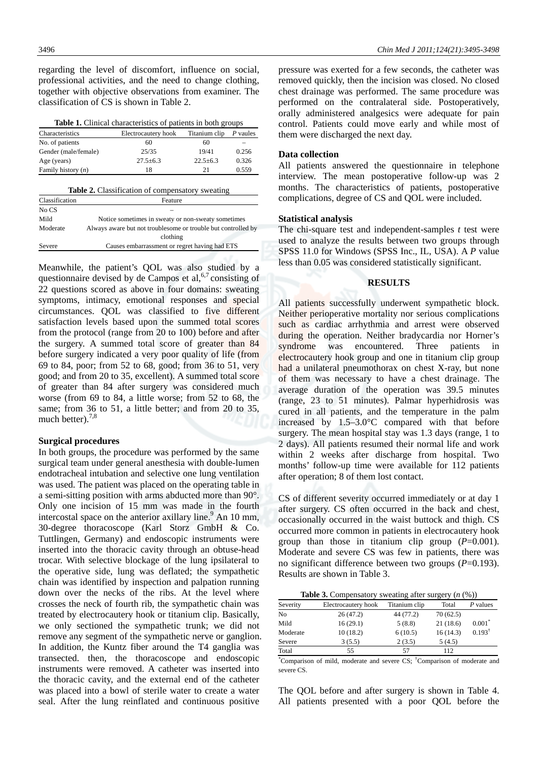regarding the level of discomfort, influence on social, professional activities, and the need to change clothing, together with objective observations from examiner. The classification of CS is shown in Table 2.

**Table 1.** Clinical characteristics of patients in both groups

| Characteristics | Electrocautery hook | Titanium clip | *P* vaules |
|---|---|---|---|
| No. of patients | 60 | 60 | – |
| Gender (male/female) | 25/35 | 19/41 | 0.256 |
| Age (years) | 27.5±6.3 | 22.5±6.3 | 0.326 |
| Family history (*n*) | 18 | 21 | 0.559 |

**Table 2.** Classification of compensatory sweating

| Classification | Feature |
|---|---|
| No CS | – |
| Mild | Notice sometimes in sweaty or non-sweaty sometimes |
| Moderate | Always aware but not troublesome or trouble but controlled by clothing |
| Severe | Causes embarrassment or regret having had ETS |

Meanwhile, the patient's QOL was also studied by a questionnaire devised by de Campos et al,[6,7] consisting of 22 questions scored as above in four domains: sweating symptoms, intimacy, emotional responses and special circumstances. QOL was classified to five different satisfaction levels based upon the summed total scores from the protocol (range from 20 to 100) before and after the surgery. A summed total score of greater than 84 before surgery indicated a very poor quality of life (from 69 to 84, poor; from 52 to 68, good; from 36 to 51, very good; and from 20 to 35, excellent). A summed total score of greater than 84 after surgery was considered much worse (from 69 to 84, a little worse; from 52 to 68, the same; from 36 to 51, a little better; and from 20 to 35, much better).[7,8]

**Surgical procedures**

In both groups, the procedure was performed by the same surgical team under general anesthesia with double-lumen endotracheal intubation and selective one lung ventilation was used. The patient was placed on the operating table in a semi-sitting position with arms abducted more than 90°. Only one incision of 15 mm was made in the fourth intercostal space on the anterior axillary line.[9] An 10 mm, 30-degree thoracoscope (Karl Storz GmbH & Co. Tuttlingen, Germany) and endoscopic instruments were inserted into the thoracic cavity through an obtuse-head trocar. With selective blockage of the lung ipsilateral to the operative side, lung was deflated; the sympathetic chain was identified by inspection and palpation running down over the necks of the ribs. At the level where crosses the neck of fourth rib, the sympathetic chain was treated by electrocautery hook or titanium clip. Basically, we only sectioned the sympathetic trunk; we did not remove any segment of the sympathetic nerve or ganglion. In addition, the Kuntz fiber around the T4 ganglia was transected. then, the thoracoscope and endoscopic instruments were removed. A catheter was inserted into the thoracic cavity, and the external end of the catheter was placed into a bowl of sterile water to create a water seal. After the lung reinflated and continuous positive pressure was exerted for a few seconds, the catheter was removed quickly, then the incision was closed. No closed chest drainage was performed. The same procedure was performed on the contralateral side. Postoperatively, orally administered analgesics were adequate for pain control. Patients could move early and while most of them were discharged the next day.

**Data collection**

All patients answered the questionnaire in telephone interview. The mean postoperative follow-up was 2 months. The characteristics of patients, postoperative complications, degree of CS and QOL were included.

**Statistical analysis**

The chi-square test and independent-samples *t* test were used to analyze the results between two groups through SPSS 11.0 for Windows (SPSS Inc., IL, USA). A *P* value less than 0.05 was considered statistically significant.

## RESULTS

All patients successfully underwent sympathetic block. Neither perioperative mortality nor serious complications such as cardiac arrhythmia and arrest were observed during the operation. Neither bradycardia nor Horner's syndrome was encountered. Three patients in electrocautery hook group and one in titanium clip group had a unilateral pneumothorax on chest X-ray, but none of them was necessary to have a chest drainage. The average duration of the operation was 39.5 minutes (range, 23 to 51 minutes). Palmar hyperhidrosis was cured in all patients, and the temperature in the palm increased by 1.5–3.0°C compared with that before surgery. The mean hospital stay was 1.3 days (range, 1 to 2 days). All patients resumed their normal life and work within 2 weeks after discharge from hospital. Two months' follow-up time were available for 112 patients after operation; 8 of them lost contact.

CS of different severity occurred immediately or at day 1 after surgery. CS often occurred in the back and chest, occasionally occurred in the waist buttock and thigh. CS occurred more common in patients in electrocautery hook group than those in titanium clip group (*P*=0.001). Moderate and severe CS was few in patients, there was no significant difference between two groups (*P*=0.193). Results are shown in Table 3.

**Table 3.** Compensatory sweating after surgery (*n* (%))

| Severity | Electrocautery hook | Titanium clip | Total | *P* values |
|---|---|---|---|---|
| No | 26 (47.2) | 44 (77.2) | 70 (62.5) | |
| Mild | 16 (29.1) | 5 (8.8) | 21 (18.6) | 0.001* |
| Moderate | 10 (18.2) | 6 (10.5) | 16 (14.3) | 0.193† |
| Severe | 3 (5.5) | 2 (3.5) | 5 (4.5) | |
| Total | 55 | 57 | 112 | |

*Comparison of mild, moderate and severe CS; †Comparison of moderate and severe CS.

The QOL before and after surgery is shown in Table 4. All patients presented with a poor QOL before the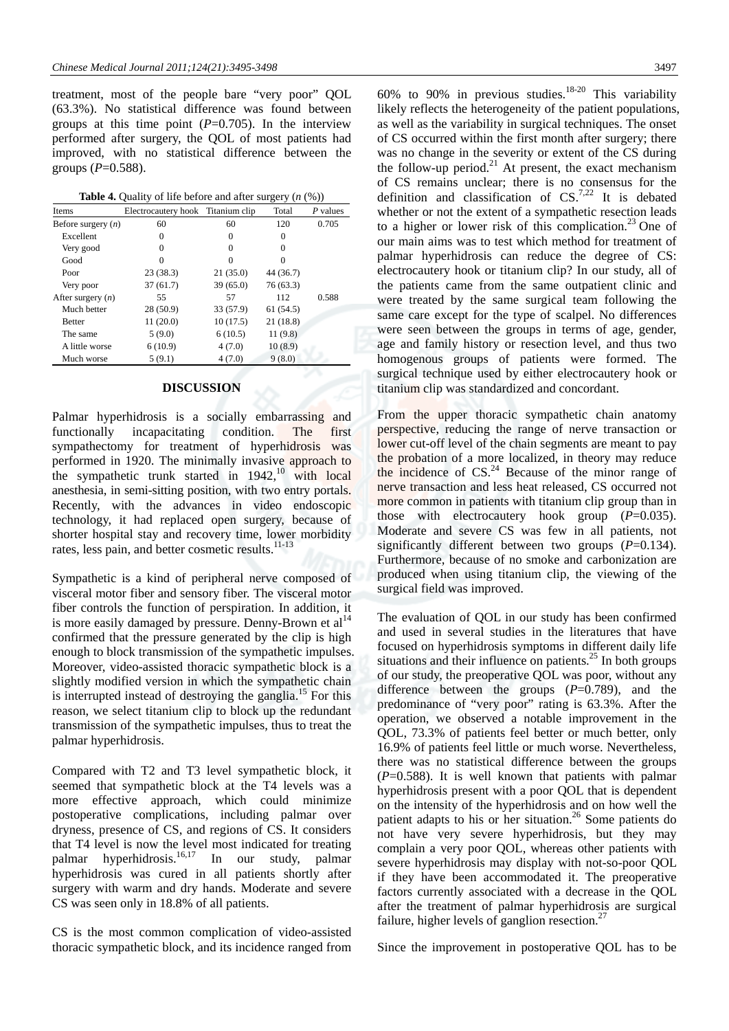treatment, most of the people bare "very poor" QOL (63.3%). No statistical difference was found between groups at this time point ($P$=0.705). In the interview performed after surgery, the QOL of most patients had improved, with no statistical difference between the groups ($P$=0.588).

**Table 4.** Quality of life before and after surgery ($n$ (%))

| Items | Electrocautery hook | Titanium clip | Total | $P$ values |
|---|---|---|---|---|
| Before surgery ($n$) | 60 | 60 | 120 | 0.705 |
| Excellent | 0 | 0 | 0 | |
| Very good | 0 | 0 | 0 | |
| Good | 0 | 0 | 0 | |
| Poor | 23 (38.3) | 21 (35.0) | 44 (36.7) | |
| Very poor | 37 (61.7) | 39 (65.0) | 76 (63.3) | |
| After surgery ($n$) | 55 | 57 | 112 | 0.588 |
| Much better | 28 (50.9) | 33 (57.9) | 61 (54.5) | |
| Better | 11 (20.0) | 10 (17.5) | 21 (18.8) | |
| The same | 5 (9.0) | 6 (10.5) | 11 (9.8) | |
| A little worse | 6 (10.9) | 4 (7.0) | 10 (8.9) | |
| Much worse | 5 (9.1) | 4 (7.0) | 9 (8.0) | |

## DISCUSSION

Palmar hyperhidrosis is a socially embarrassing and functionally incapacitating condition. The first sympathectomy for treatment of hyperhidrosis was performed in 1920. The minimally invasive approach to the sympathetic trunk started in 1942,[10] with local anesthesia, in semi-sitting position, with two entry portals. Recently, with the advances in video endoscopic technology, it had replaced open surgery, because of shorter hospital stay and recovery time, lower morbidity rates, less pain, and better cosmetic results.[11-13]

Sympathetic is a kind of peripheral nerve composed of visceral motor fiber and sensory fiber. The visceral motor fiber controls the function of perspiration. In addition, it is more easily damaged by pressure. Denny-Brown et al[14] confirmed that the pressure generated by the clip is high enough to block transmission of the sympathetic impulses. Moreover, video-assisted thoracic sympathetic block is a slightly modified version in which the sympathetic chain is interrupted instead of destroying the ganglia.[15] For this reason, we select titanium clip to block up the redundant transmission of the sympathetic impulses, thus to treat the palmar hyperhidrosis.

Compared with T2 and T3 level sympathetic block, it seemed that sympathetic block at the T4 levels was a more effective approach, which could minimize postoperative complications, including palmar over dryness, presence of CS, and regions of CS. It considers that T4 level is now the level most indicated for treating palmar hyperhidrosis.[16,17] In our study, palmar hyperhidrosis was cured in all patients shortly after surgery with warm and dry hands. Moderate and severe CS was seen only in 18.8% of all patients.

CS is the most common complication of video-assisted thoracic sympathetic block, and its incidence ranged from 60% to 90% in previous studies.[18-20] This variability likely reflects the heterogeneity of the patient populations, as well as the variability in surgical techniques. The onset of CS occurred within the first month after surgery; there was no change in the severity or extent of the CS during the follow-up period.[21] At present, the exact mechanism of CS remains unclear; there is no consensus for the definition and classification of CS.[7,22] It is debated whether or not the extent of a sympathetic resection leads to a higher or lower risk of this complication.[23] One of our main aims was to test which method for treatment of palmar hyperhidrosis can reduce the degree of CS: electrocautery hook or titanium clip? In our study, all of the patients came from the same outpatient clinic and were treated by the same surgical team following the same care except for the type of scalpel. No differences were seen between the groups in terms of age, gender, age and family history or resection level, and thus two homogenous groups of patients were formed. The surgical technique used by either electrocautery hook or titanium clip was standardized and concordant.

From the upper thoracic sympathetic chain anatomy perspective, reducing the range of nerve transaction or lower cut-off level of the chain segments are meant to pay the probation of a more localized, in theory may reduce the incidence of CS.[24] Because of the minor range of nerve transaction and less heat released, CS occurred not more common in patients with titanium clip group than in those with electrocautery hook group ($P$=0.035). Moderate and severe CS was few in all patients, not significantly different between two groups ($P$=0.134). Furthermore, because of no smoke and carbonization are produced when using titanium clip, the viewing of the surgical field was improved.

The evaluation of QOL in our study has been confirmed and used in several studies in the literatures that have focused on hyperhidrosis symptoms in different daily life situations and their influence on patients.[25] In both groups of our study, the preoperative QOL was poor, without any difference between the groups ($P$=0.789), and the predominance of "very poor" rating is 63.3%. After the operation, we observed a notable improvement in the QOL, 73.3% of patients feel better or much better, only 16.9% of patients feel little or much worse. Nevertheless, there was no statistical difference between the groups ($P$=0.588). It is well known that patients with palmar hyperhidrosis present with a poor QOL that is dependent on the intensity of the hyperhidrosis and on how well the patient adapts to his or her situation.[26] Some patients do not have very severe hyperhidrosis, but they may complain a very poor QOL, whereas other patients with severe hyperhidrosis may display with not-so-poor QOL if they have been accommodated it. The preoperative factors currently associated with a decrease in the QOL after the treatment of palmar hyperhidrosis are surgical failure, higher levels of ganglion resection.[27]

Since the improvement in postoperative QOL has to be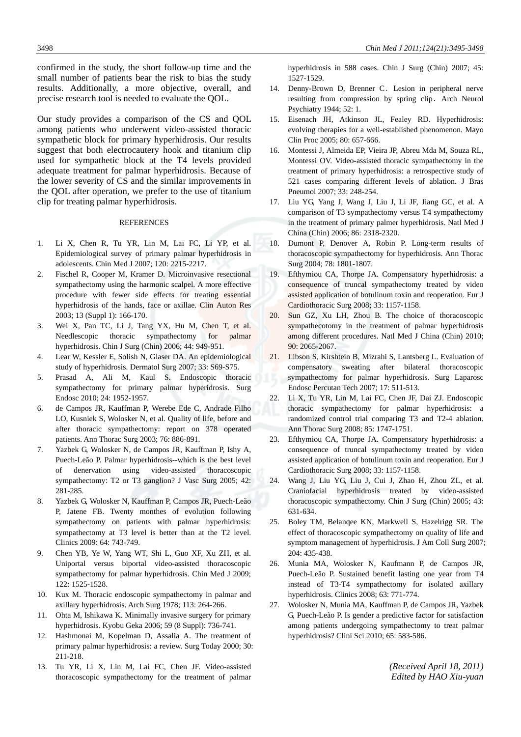confirmed in the study, the short follow-up time and the small number of patients bear the risk to bias the study results. Additionally, a more objective, overall, and precise research tool is needed to evaluate the QOL.

Our study provides a comparison of the CS and QOL among patients who underwent video-assisted thoracic sympathetic block for primary hyperhidrosis. Our results suggest that both electrocautery hook and titanium clip used for sympathetic block at the T4 levels provided adequate treatment for palmar hyperhidrosis. Because of the lower severity of CS and the similar improvements in the QOL after operation, we prefer to the use of titanium clip for treating palmar hyperhidrosis.

## REFERENCES

1. Li X, Chen R, Tu YR, Lin M, Lai FC, Li YP, et al. Epidemiological survey of primary palmar hyperhidrosis in adolescents. Chin Med J 2007; 120: 2215-2217.
2. Fischel R, Cooper M, Kramer D. Microinvasive resectional sympathectomy using the harmonic scalpel. A more effective procedure with fewer side effects for treating essential hyperhidrosis of the hands, face or axillae. Clin Auton Res 2003; 13 (Suppl 1): 166-170.
3. Wei X, Pan TC, Li J, Tang YX, Hu M, Chen T, et al. Needlescopic thoracic sympathectomy for palmar hyperhidrosis. Chin J Surg (Chin) 2006; 44: 949-951.
4. Lear W, Kessler E, Solish N, Glaser DA. An epidemiological study of hyperhidrosis. Dermatol Surg 2007; 33: S69-S75.
5. Prasad A, Ali M, Kaul S. Endoscopic thoracic sympathectomy for primary palmar hyperidrosis. Surg Endosc 2010; 24: 1952-1957.
6. de Campos JR, Kauffman P, Werebe Ede C, Andrade Filho LO, Kusniek S, Wolosker N, et al. Quality of life, before and after thoracic sympathectomy: report on 378 operated patients. Ann Thorac Surg 2003; 76: 886-891.
7. Yazbek G, Wolosker N, de Campos JR, Kauffman P, Ishy A, Puech-Leão P. Palmar hyperhidrosis--which is the best level of denervation using video-assisted thoracoscopic sympathectomy: T2 or T3 ganglion? J Vasc Surg 2005; 42: 281-285.
8. Yazbek G, Wolosker N, Kauffman P, Campos JR, Puech-Leão P, Jatene FB. Twenty monthes of evolution following sympathectomy on patients with palmar hyperhidrosis: sympathectomy at T3 level is better than at the T2 level. Clinics 2009: 64: 743-749.
9. Chen YB, Ye W, Yang WT, Shi L, Guo XF, Xu ZH, et al. Uniportal versus biportal video-assisted thoracoscopic sympathectomy for palmar hyperhidrosis. Chin Med J 2009; 122: 1525-1528.
10. Kux M. Thoracic endoscopic sympathectomy in palmar and axillary hyperhidrosis. Arch Surg 1978; 113: 264-266.
11. Ohta M, Ishikawa K. Minimally invasive surgery for primary hyperhidrosis. Kyobu Geka 2006; 59 (8 Suppl): 736-741.
12. Hashmonai M, Kopelman D, Assalia A. The treatment of primary palmar hyperhidrosis: a review. Surg Today 2000; 30: 211-218.
13. Tu YR, Li X, Lin M, Lai FC, Chen JF. Video-assisted thoracoscopic sympathectomy for the treatment of palmar hyperhidrosis in 588 cases. Chin J Surg (Chin) 2007; 45: 1527-1529.
14. Denny-Brown D, Brenner C. Lesion in peripheral nerve resulting from compression by spring clip. Arch Neurol Psychiatry 1944; 52: 1.
15. Eisenach JH, Atkinson JL, Fealey RD. Hyperhidrosis: evolving therapies for a well-established phenomenon. Mayo Clin Proc 2005; 80: 657-666.
16. Montessi J, Almeida EP, Vieira JP, Abreu Mda M, Souza RL, Montessi OV. Video-assisted thoracic sympathectomy in the treatment of primary hyperhidrosis: a retrospective study of 521 cases comparing different levels of ablation. J Bras Pneumol 2007; 33: 248-254.
17. Liu YG, Yang J, Wang J, Liu J, Li JF, Jiang GC, et al. A comparison of T3 sympathectomy versus T4 sympathectomy in the treatment of primary palmer hyperhidrosis. Natl Med J China (Chin) 2006; 86: 2318-2320.
18. Dumont P, Denover A, Robin P. Long-term results of thoracoscopic sympathectomy for hyperhidrosis. Ann Thorac Surg 2004; 78: 1801-1807.
19. Efthymiou CA, Thorpe JA. Compensatory hyperhidrosis: a consequence of truncal sympathectomy treated by video assisted application of botulinum toxin and reoperation. Eur J Cardiothoracic Surg 2008; 33: 1157-1158.
20. Sun GZ, Xu LH, Zhou B. The choice of thoracoscopic sympathecotomy in the treatment of palmar hyperhidrosis among different procedures. Natl Med J China (Chin) 2010; 90: 2065-2067.
21. Libson S, Kirshtein B, Mizrahi S, Lantsberg L. Evaluation of compensatory sweating after bilateral thoracoscopic sympathectomy for palmar hyperhidrosis. Surg Laparosc Endosc Percutan Tech 2007; 17: 511-513.
22. Li X, Tu YR, Lin M, Lai FC, Chen JF, Dai ZJ. Endoscopic thoracic sympathectomy for palmar hyperhidrosis: a randomized control trial comparing T3 and T2-4 ablation. Ann Thorac Surg 2008; 85: 1747-1751.
23. Efthymiou CA, Thorpe JA. Compensatory hyperhidrosis: a consequence of truncal sympathectomy treated by video assisted application of botulinum toxin and reoperation. Eur J Cardiothoracic Surg 2008; 33: 1157-1158.
24. Wang J, Liu YG, Liu J, Cui J, Zhao H, Zhou ZL, et al. Craniofacial hyperhidrosis treated by video-assisted thoracoscopic sympathectomy. Chin J Surg (Chin) 2005; 43: 631-634.
25. Boley TM, Belanqee KN, Markwell S, Hazelrigg SR. The effect of thoracoscopic sympathectomy on quality of life and symptom management of hyperhidrosis. J Am Coll Surg 2007; 204: 435-438.
26. Munia MA, Wolosker N, Kaufmann P, de Campos JR, Puech-Leão P. Sustained benefit lasting one year from T4 instead of T3-T4 sympathectomy for isolated axillary hyperhidrosis. Clinics 2008; 63: 771-774.
27. Wolosker N, Munia MA, Kauffman P, de Campos JR, Yazbek G, Puech-Leão P. Is gender a predictive factor for satisfaction among patients undergoing sympathectomy to treat palmar hyperhidrosis? Clini Sci 2010; 65: 583-586.

*(Received April 18, 2011)*
*Edited by HAO Xiu-yuan*